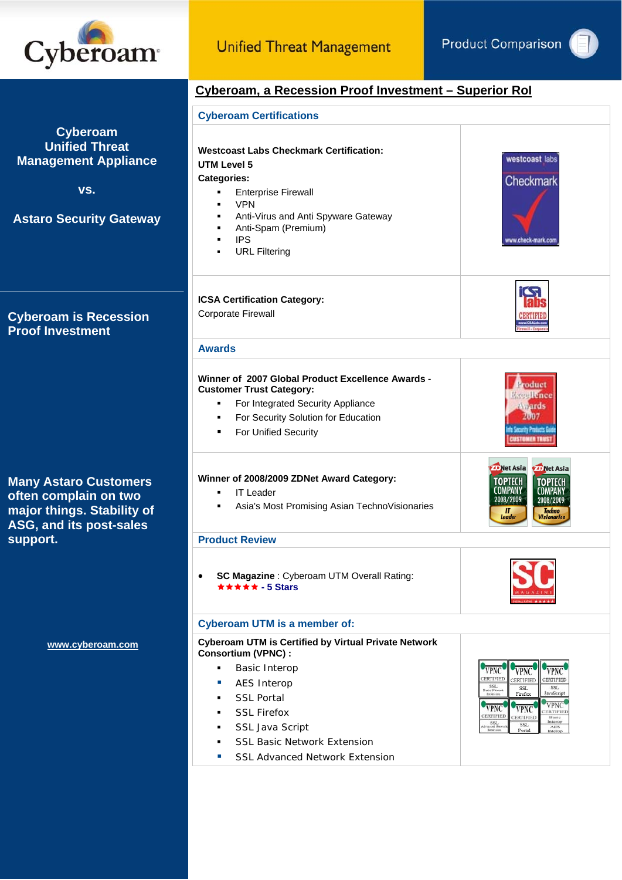# Cyberoam

Unified Threat Management

Product Comparison

**Cyberoam Unified Threat Management Appliance**

**vs.**

**Astaro Security Gateway**

**Cyberoam is Recession Proof Investment**

**Many Astaro Customers often complain on two major things. Stability of ASG, and its post-sales support.**

www.cyberoam.com

## Cyberoam, a Recession Proof Investment – Superior RoI

### Cyberoam Certifications

**Westcoast Labs Checkmark Certification:**

**UTM Level 5**

**Categories:**

- Enterprise Firewall
- VPN
- Anti-Virus and Anti Spyware Gateway
- Anti-Spam (Premium)
- IPS
- URL Filtering

**ICSA Certification Category:**

Corporate Firewall

### Awards

**Winner of 2007 Global Product Excellence Awards - Customer Trust Category:**

- For Integrated Security Appliance
- For Security Solution for Education
- For Unified Security

**Winner of 2008/2009 ZDNet Award Category:**

- IT Leader
- Asia's Most Promising Asian TechnoVisionaries

### Product Review

- **SC Magazine** : Cyberoam UTM Overall Rating: ★★★★★ - **5 Stars**

### Cyberoam UTM is a member of:

**Cyberoam UTM is Certified by Virtual Private Network Consortium (VPNC) :**

- Basic Interop
- AES Interop
- SSL Portal
- SSL Firefox
- SSL Java Script
- SSL Basic Network Extension
- SSL Advanced Network Extension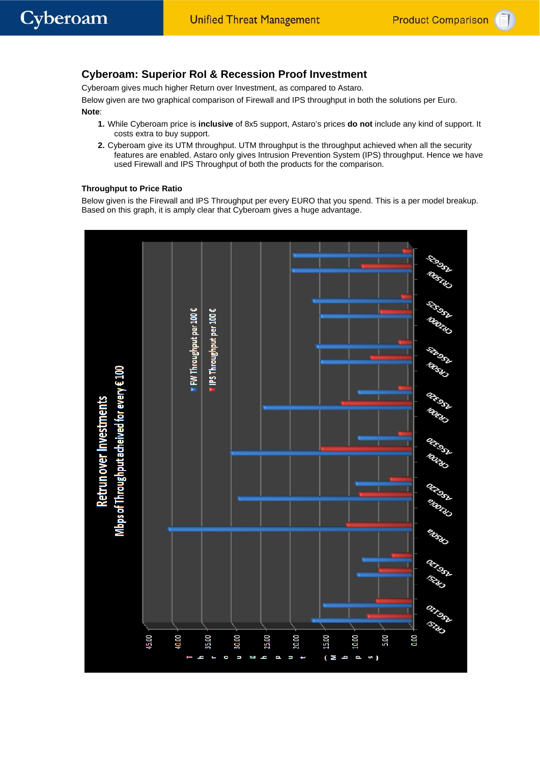## Cyberoam: Superior RoI & Recession Proof Investment

Cyberoam gives much higher Return over Investment, as compared to Astaro.

Below given are two graphical comparison of Firewall and IPS throughput in both the solutions per Euro.

**Note**:

1. While Cyberoam price is **inclusive** of 8x5 support, Astaro's prices **do not** include any kind of support. It costs extra to buy support.
2. Cyberoam give its UTM throughput. UTM throughput is the throughput achieved when all the security features are enabled. Astaro only gives Intrusion Prevention System (IPS) throughput. Hence we have used Firewall and IPS Throughput of both the products for the comparison.

### Throughput to Price Ratio

Below given is the Firewall and IPS Throughput per every EURO that you spend. This is a per model breakup. Based on this graph, it is amply clear that Cyberoam gives a huge advantage.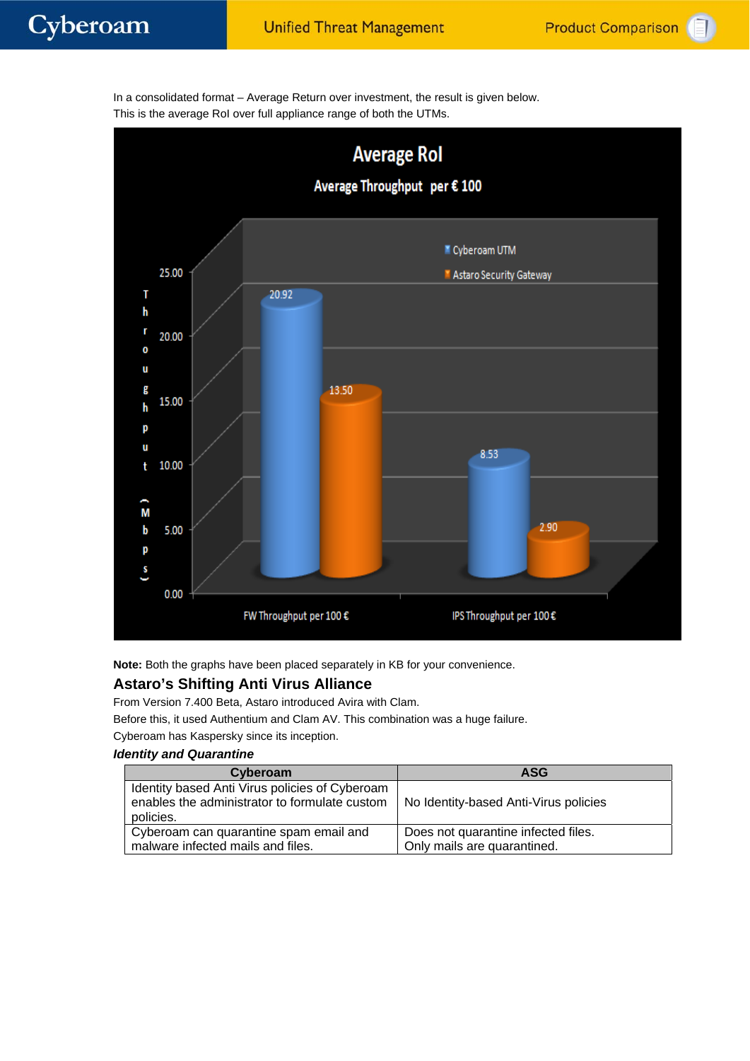In a consolidated format – Average Return over investment, the result is given below.
This is the average RoI over full appliance range of both the UTMs.

**Average RoI**

**Average Throughput per € 100**

| | Cyberoam UTM | Astaro Security Gateway |
|---|---|---|
| FW Throughput per 100 € | 20.92 | 13.50 |
| IPS Throughput per 100 € | 8.53 | 2.90 |

Throughput (Mbps)

**Note:** Both the graphs have been placed separately in KB for your convenience.

## Astaro's Shifting Anti Virus Alliance

From Version 7.400 Beta, Astaro introduced Avira with Clam.
Before this, it used Authentium and Clam AV. This combination was a huge failure.
Cyberoam has Kaspersky since its inception.

***Identity and Quarantine***

| Cyberoam | ASG |
|---|---|
| Identity based Anti Virus policies of Cyberoam enables the administrator to formulate custom policies. | No Identity-based Anti-Virus policies |
| Cyberoam can quarantine spam email and malware infected mails and files. | Does not quarantine infected files. Only mails are quarantined. |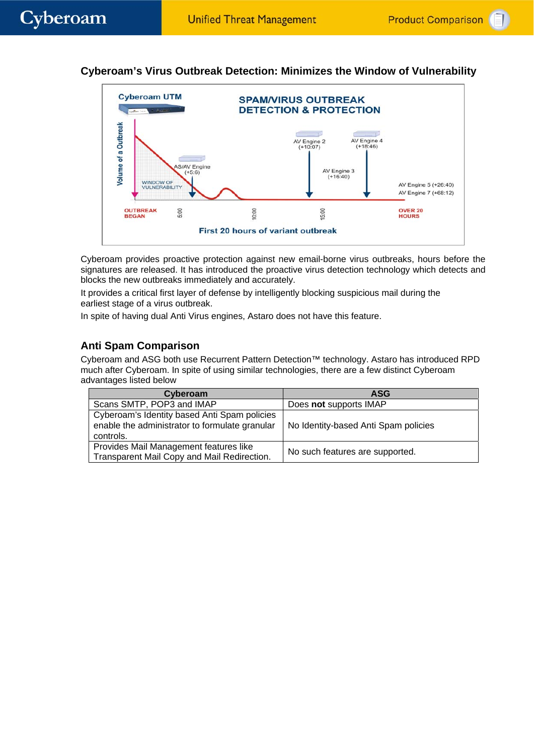## Cyberoam's Virus Outbreak Detection: Minimizes the Window of Vulnerability

Cyberoam provides proactive protection against new email-borne virus outbreaks, hours before the signatures are released. It has introduced the proactive virus detection technology which detects and blocks the new outbreaks immediately and accurately.

It provides a critical first layer of defense by intelligently blocking suspicious mail during the earliest stage of a virus outbreak.

In spite of having dual Anti Virus engines, Astaro does not have this feature.

## Anti Spam Comparison

Cyberoam and ASG both use Recurrent Pattern Detection™ technology. Astaro has introduced RPD much after Cyberoam. In spite of using similar technologies, there are a few distinct Cyberoam advantages listed below

| Cyberoam | ASG |
|---|---|
| Scans SMTP, POP3 and IMAP | Does **not** supports IMAP |
| Cyberoam's Identity based Anti Spam policies enable the administrator to formulate granular controls. | No Identity-based Anti Spam policies |
| Provides Mail Management features like Transparent Mail Copy and Mail Redirection. | No such features are supported. |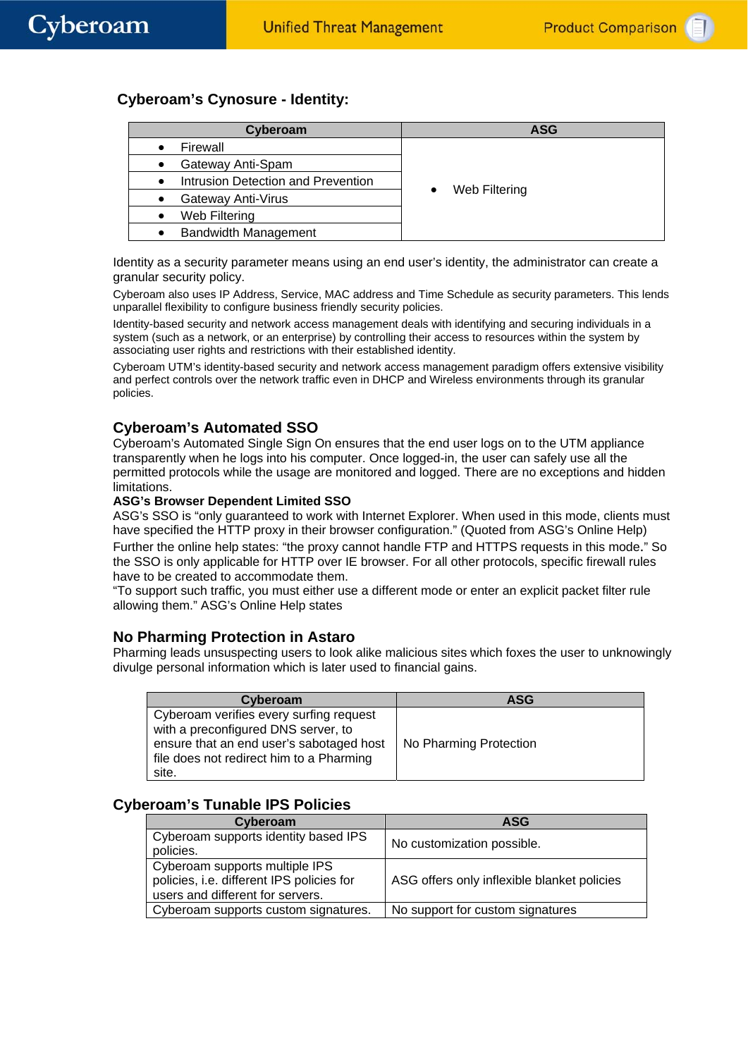## Cyberoam's Cynosure - Identity:

| Cyberoam | ASG |
|---|---|
| • Firewall<br>• Gateway Anti-Spam<br>• Intrusion Detection and Prevention<br>• Gateway Anti-Virus<br>• Web Filtering<br>• Bandwidth Management | • Web Filtering |

Identity as a security parameter means using an end user's identity, the administrator can create a granular security policy.

Cyberoam also uses IP Address, Service, MAC address and Time Schedule as security parameters. This lends unparallel flexibility to configure business friendly security policies.

Identity-based security and network access management deals with identifying and securing individuals in a system (such as a network, or an enterprise) by controlling their access to resources within the system by associating user rights and restrictions with their established identity.

Cyberoam UTM's identity-based security and network access management paradigm offers extensive visibility and perfect controls over the network traffic even in DHCP and Wireless environments through its granular policies.

## Cyberoam's Automated SSO

Cyberoam's Automated Single Sign On ensures that the end user logs on to the UTM appliance transparently when he logs into his computer. Once logged-in, the user can safely use all the permitted protocols while the usage are monitored and logged. There are no exceptions and hidden limitations.

**ASG's Browser Dependent Limited SSO**

ASG's SSO is "only guaranteed to work with Internet Explorer. When used in this mode, clients must have specified the HTTP proxy in their browser configuration." (Quoted from ASG's Online Help)

Further the online help states: "the proxy cannot handle FTP and HTTPS requests in this mode." So the SSO is only applicable for HTTP over IE browser. For all other protocols, specific firewall rules have to be created to accommodate them.

"To support such traffic, you must either use a different mode or enter an explicit packet filter rule allowing them." ASG's Online Help states

## No Pharming Protection in Astaro

Pharming leads unsuspecting users to look alike malicious sites which foxes the user to unknowingly divulge personal information which is later used to financial gains.

| Cyberoam | ASG |
|---|---|
| Cyberoam verifies every surfing request with a preconfigured DNS server, to ensure that an end user's sabotaged host file does not redirect him to a Pharming site. | No Pharming Protection |

## Cyberoam's Tunable IPS Policies

| Cyberoam | ASG |
|---|---|
| Cyberoam supports identity based IPS policies. | No customization possible. |
| Cyberoam supports multiple IPS policies, i.e. different IPS policies for users and different for servers. | ASG offers only inflexible blanket policies |
| Cyberoam supports custom signatures. | No support for custom signatures |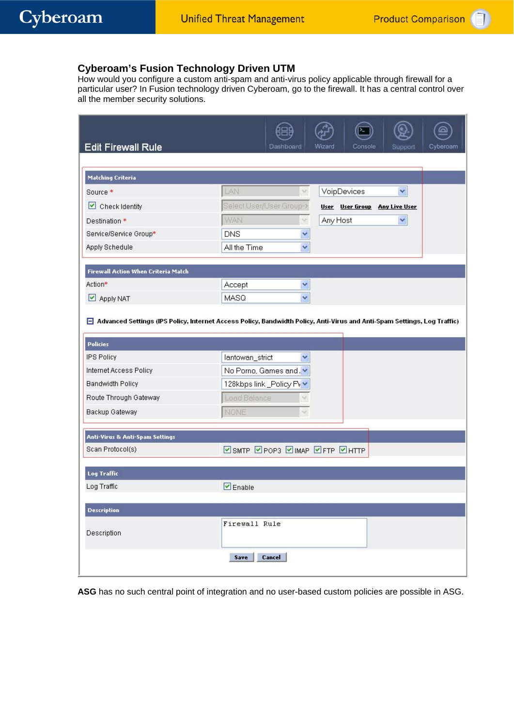## Cyberoam's Fusion Technology Driven UTM

How would you configure a custom anti-spam and anti-virus policy applicable through firewall for a particular user? In Fusion technology driven Cyberoam, go to the firewall. It has a central control over all the member security solutions.

**Edit Firewall Rule**

Dashboard | Wizard | Console | Support | Cyberoam

**Matching Criteria**

| | | |
|---|---|---|
| Source * | LAN | VoipDevices |
| ☑ Check Identity | Select User/User Group-> | User  User Group  Any Live User |
| Destination * | WAN | Any Host |
| Service/Service Group* | DNS | |
| Apply Schedule | All the Time | |

**Firewall Action When Criteria Match**

| | |
|---|---|
| Action* | Accept |
| ☑ Apply NAT | MASQ |

⊟ Advanced Settings (IPS Policy, Internet Access Policy, Bandwidth Policy, Anti-Virus and Anti-Spam Settings, Log Traffic)

**Policies**

| | |
|---|---|
| IPS Policy | lantowan_strict |
| Internet Access Policy | No Porno, Games and . |
| Bandwidth Policy | 128kbps link _Policy Fv |
| Route Through Gateway | Load Balance |
| Backup Gateway | NONE |

**Anti-Virus & Anti-Spam Settings**

| | |
|---|---|
| Scan Protocol(s) | ☑ SMTP ☑ POP3 ☑ IMAP ☑ FTP ☑ HTTP |

**Log Traffic**

| | |
|---|---|
| Log Traffic | ☑ Enable |

**Description**

| | |
|---|---|
| Description | Firewall Rule |

Save | Cancel

**ASG** has no such central point of integration and no user-based custom policies are possible in ASG.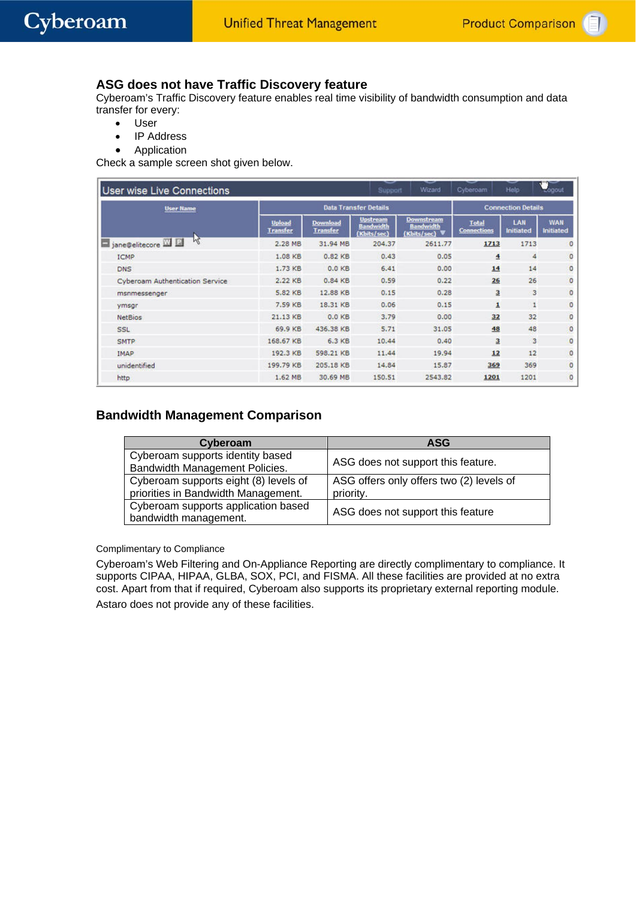## ASG does not have Traffic Discovery feature

Cyberoam's Traffic Discovery feature enables real time visibility of bandwidth consumption and data transfer for every:

- User
- IP Address
- Application

Check a sample screen shot given below.

**User wise Live Connections**

| User Name | Data Transfer Details | | | | Connection Details | | |
|---|---|---|---|---|---|---|---|
| | Upload Transfer | Download Transfer | Upstream Bandwidth (Kbits/sec) | Downstream Bandwidth (Kbits/sec) | Total Connections | LAN Initiated | WAN Initiated |
| jane@elitecore | 2.28 MB | 31.94 MB | 204.37 | 2611.77 | 1713 | 1713 | 0 |
| ICMP | 1.08 KB | 0.82 KB | 0.43 | 0.05 | 4 | 4 | 0 |
| DNS | 1.73 KB | 0.0 KB | 6.41 | 0.00 | 14 | 14 | 0 |
| Cyberoam Authentication Service | 2.22 KB | 0.84 KB | 0.59 | 0.22 | 26 | 26 | 0 |
| msnmessenger | 5.82 KB | 12.88 KB | 0.15 | 0.28 | 3 | 3 | 0 |
| ymsgr | 7.59 KB | 18.31 KB | 0.06 | 0.15 | 1 | 1 | 0 |
| NetBios | 21.13 KB | 0.0 KB | 3.79 | 0.00 | 32 | 32 | 0 |
| SSL | 69.9 KB | 436.38 KB | 5.71 | 31.05 | 48 | 48 | 0 |
| SMTP | 168.67 KB | 6.3 KB | 10.44 | 0.40 | 3 | 3 | 0 |
| IMAP | 192.3 KB | 598.21 KB | 11.44 | 19.94 | 12 | 12 | 0 |
| unidentified | 199.79 KB | 205.18 KB | 14.84 | 15.87 | 369 | 369 | 0 |
| http | 1.62 MB | 30.69 MB | 150.51 | 2543.82 | 1201 | 1201 | 0 |

## Bandwidth Management Comparison

| Cyberoam | ASG |
|---|---|
| Cyberoam supports identity based Bandwidth Management Policies. | ASG does not support this feature. |
| Cyberoam supports eight (8) levels of priorities in Bandwidth Management. | ASG offers only offers two (2) levels of priority. |
| Cyberoam supports application based bandwidth management. | ASG does not support this feature |

Complimentary to Compliance

Cyberoam's Web Filtering and On-Appliance Reporting are directly complimentary to compliance. It supports CIPAA, HIPAA, GLBA, SOX, PCI, and FISMA. All these facilities are provided at no extra cost. Apart from that if required, Cyberoam also supports its proprietary external reporting module. Astaro does not provide any of these facilities.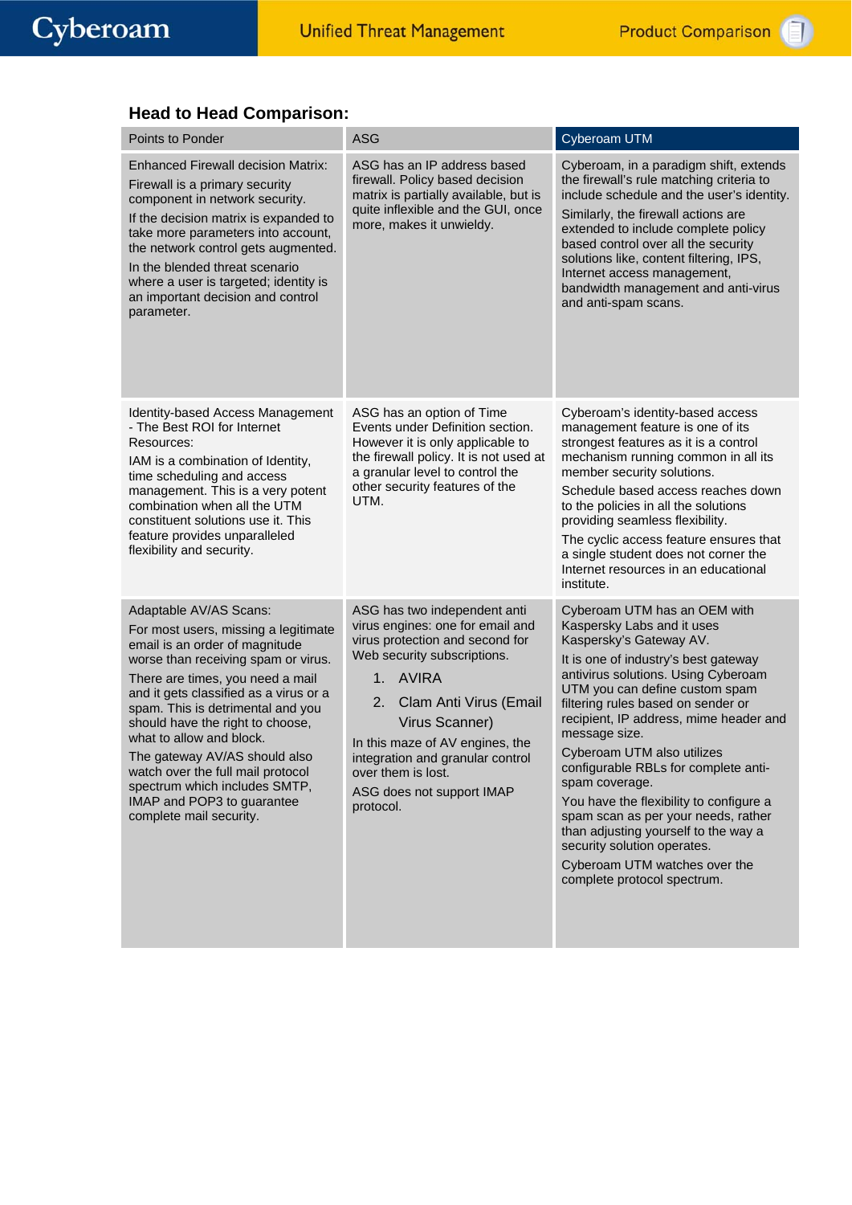### Head to Head Comparison:

| Points to Ponder | ASG | Cyberoam UTM |
|---|---|---|
| Enhanced Firewall decision Matrix:<br><br>Firewall is a primary security component in network security.<br><br>If the decision matrix is expanded to take more parameters into account, the network control gets augmented.<br><br>In the blended threat scenario where a user is targeted; identity is an important decision and control parameter. | ASG has an IP address based firewall. Policy based decision matrix is partially available, but is quite inflexible and the GUI, once more, makes it unwieldy. | Cyberoam, in a paradigm shift, extends the firewall's rule matching criteria to include schedule and the user's identity.<br><br>Similarly, the firewall actions are extended to include complete policy based control over all the security solutions like, content filtering, IPS, Internet access management, bandwidth management and anti-virus and anti-spam scans. |
| Identity-based Access Management - The Best ROI for Internet Resources:<br><br>IAM is a combination of Identity, time scheduling and access management. This is a very potent combination when all the UTM constituent solutions use it. This feature provides unparalleled flexibility and security. | ASG has an option of Time Events under Definition section. However it is only applicable to the firewall policy. It is not used at a granular level to control the other security features of the UTM. | Cyberoam's identity-based access management feature is one of its strongest features as it is a control mechanism running common in all its member security solutions.<br><br>Schedule based access reaches down to the policies in all the solutions providing seamless flexibility.<br><br>The cyclic access feature ensures that a single student does not corner the Internet resources in an educational institute. |
| Adaptable AV/AS Scans:<br><br>For most users, missing a legitimate email is an order of magnitude worse than receiving spam or virus.<br><br>There are times, when you need a mail and it gets classified as a virus or a spam. This is detrimental and you should have the right to choose, what to allow and block.<br><br>The gateway AV/AS should also watch over the full mail protocol spectrum which includes SMTP, IMAP and POP3 to guarantee complete mail security. | ASG has two independent anti virus engines: one for email and virus protection and second for Web security subscriptions.<br><br>1. AVIRA<br>2. Clam Anti Virus (Email Virus Scanner)<br><br>In this maze of AV engines, the integration and granular control over them is lost.<br><br>ASG does not support IMAP protocol. | Cyberoam UTM has an OEM with Kaspersky Labs and it uses Kaspersky's Gateway AV.<br><br>It is one of industry's best gateway antivirus solutions. Using Cyberoam UTM you can define custom spam filtering rules based on sender or recipient, IP address, mime header and message size.<br><br>Cyberoam UTM also utilizes configurable RBLs for complete anti-spam coverage.<br><br>You have the flexibility to configure a spam scan as per your needs, rather than adjusting yourself to the way a security solution operates.<br><br>Cyberoam UTM watches over the complete protocol spectrum. |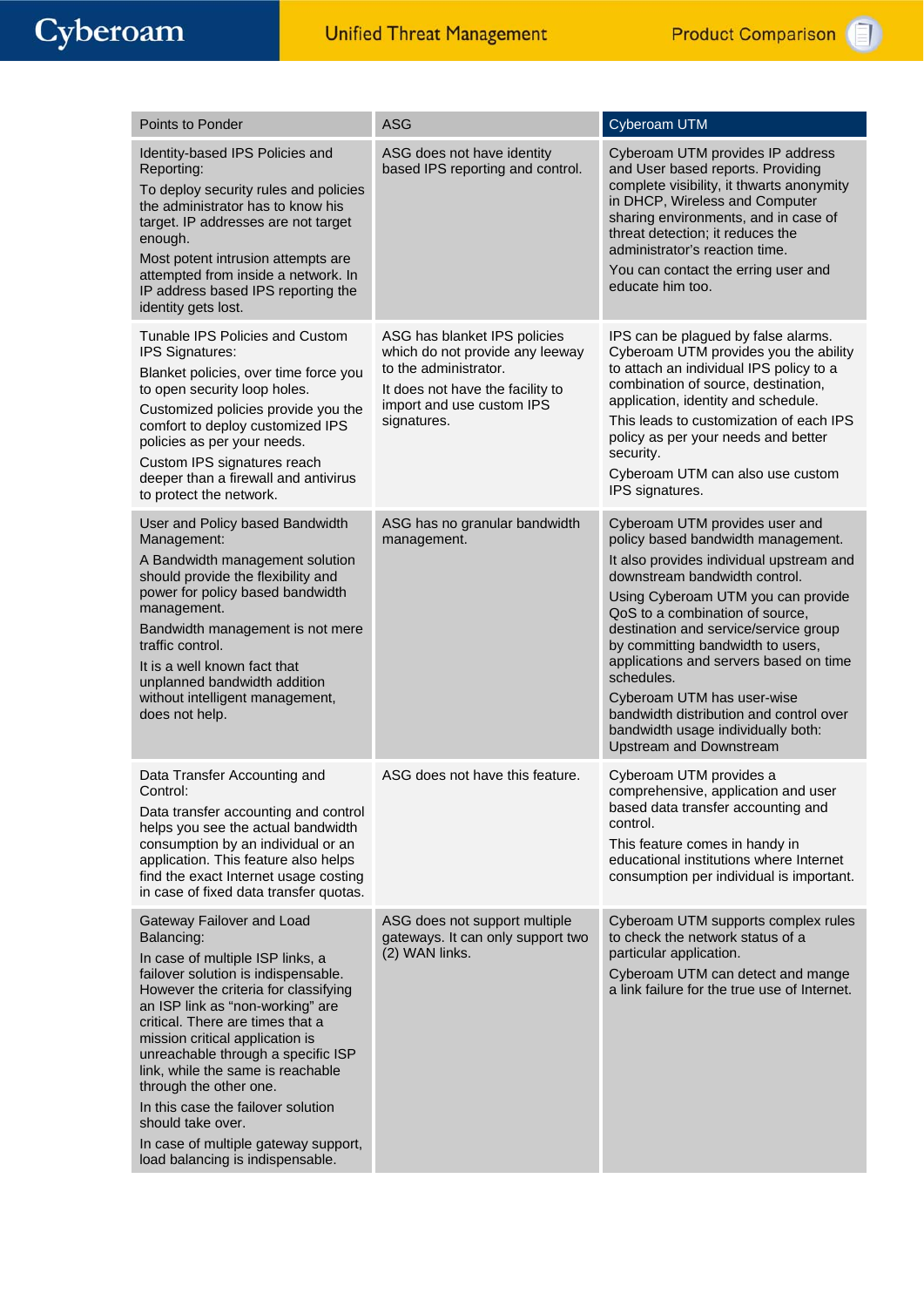| Points to Ponder | ASG | Cyberoam UTM |
|---|---|---|
| Identity-based IPS Policies and Reporting:<br>To deploy security rules and policies the administrator has to know his target. IP addresses are not target enough.<br>Most potent intrusion attempts are attempted from inside a network. In IP address based IPS reporting the identity gets lost. | ASG does not have identity based IPS reporting and control. | Cyberoam UTM provides IP address and User based reports. Providing complete visibility, it thwarts anonymity in DHCP, Wireless and Computer sharing environments, and in case of threat detection; it reduces the administrator's reaction time.<br>You can contact the erring user and educate him too. |
| Tunable IPS Policies and Custom IPS Signatures:<br>Blanket policies, over time force you to open security loop holes.<br>Customized policies provide you the comfort to deploy customized IPS policies as per your needs.<br>Custom IPS signatures reach deeper than a firewall and antivirus to protect the network. | ASG has blanket IPS policies which do not provide any leeway to the administrator.<br>It does not have the facility to import and use custom IPS signatures. | IPS can be plagued by false alarms. Cyberoam UTM provides you the ability to attach an individual IPS policy to a combination of source, destination, application, identity and schedule.<br>This leads to customization of each IPS policy as per your needs and better security.<br>Cyberoam UTM can also use custom IPS signatures. |
| User and Policy based Bandwidth Management:<br>A Bandwidth management solution should provide the flexibility and power for policy based bandwidth management.<br>Bandwidth management is not mere traffic control.<br>It is a well known fact that unplanned bandwidth addition without intelligent management, does not help. | ASG has no granular bandwidth management. | Cyberoam UTM provides user and policy based bandwidth management.<br>It also provides individual upstream and downstream bandwidth control.<br>Using Cyberoam UTM you can provide QoS to a combination of source, destination and service/service group by committing bandwidth to users, applications and servers based on time schedules.<br>Cyberoam UTM has user-wise bandwidth distribution and control over bandwidth usage individually both: Upstream and Downstream |
| Data Transfer Accounting and Control:<br>Data transfer accounting and control helps you see the actual bandwidth consumption by an individual or an application. This feature also helps find the exact Internet usage costing in case of fixed data transfer quotas. | ASG does not have this feature. | Cyberoam UTM provides a comprehensive, application and user based data transfer accounting and control.<br>This feature comes in handy in educational institutions where Internet consumption per individual is important. |
| Gateway Failover and Load Balancing:<br>In case of multiple ISP links, a failover solution is indispensable. However the criteria for classifying an ISP link as "non-working" are critical. There are times that a mission critical application is unreachable through a specific ISP link, while the same is reachable through the other one.<br>In this case the failover solution should take over.<br>In case of multiple gateway support, load balancing is indispensable. | ASG does not support multiple gateways. It can only support two (2) WAN links. | Cyberoam UTM supports complex rules to check the network status of a particular application.<br>Cyberoam UTM can detect and mange a link failure for the true use of Internet. |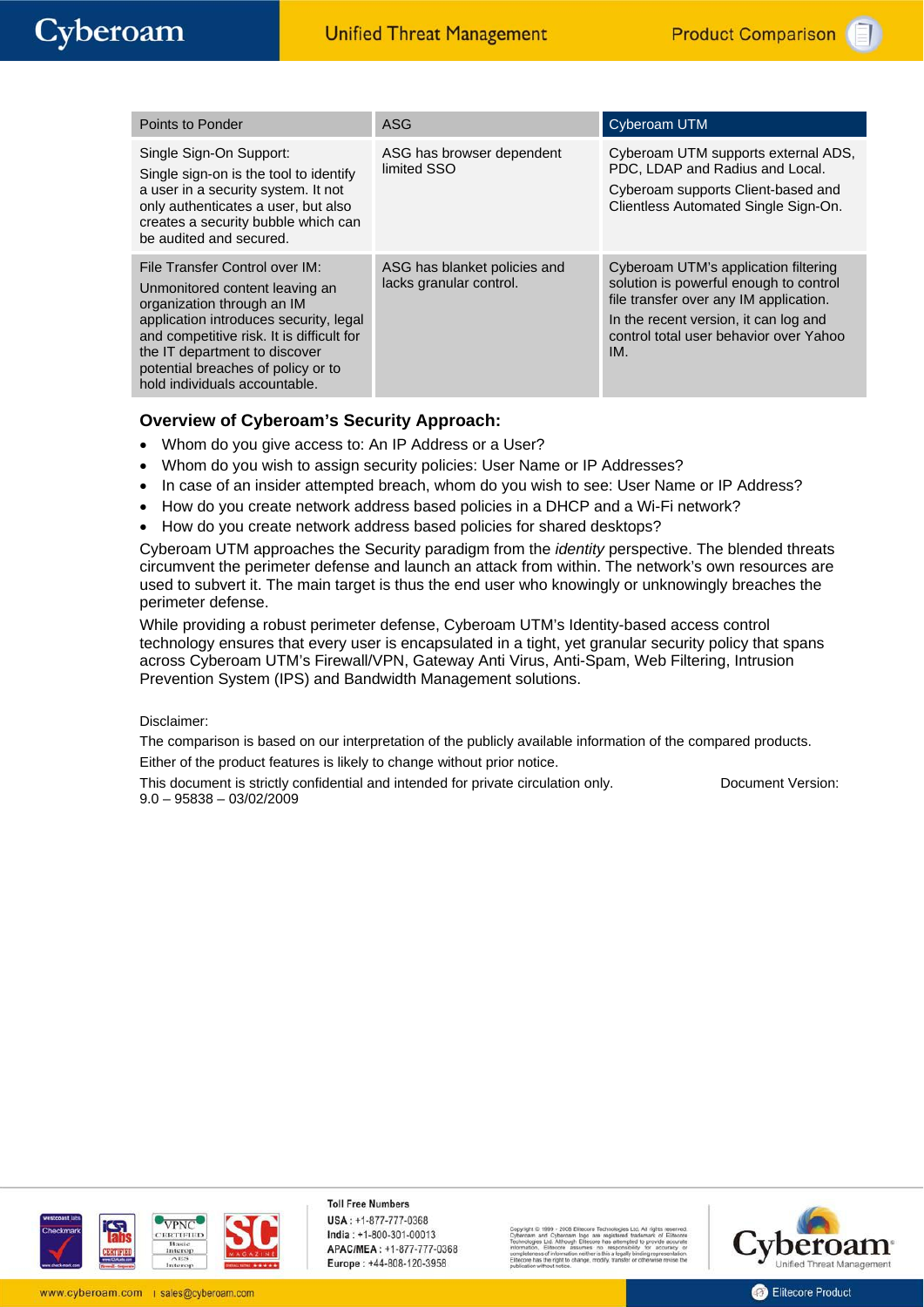| Points to Ponder | ASG | Cyberoam UTM |
|---|---|---|
| Single Sign-On Support: Single sign-on is the tool to identify a user in a security system. It not only authenticates a user, but also creates a security bubble which can be audited and secured. | ASG has browser dependent limited SSO | Cyberoam UTM supports external ADS, PDC, LDAP and Radius and Local. Cyberoam supports Client-based and Clientless Automated Single Sign-On. |
| File Transfer Control over IM: Unmonitored content leaving an organization through an IM application introduces security, legal and competitive risk. It is difficult for the IT department to discover potential breaches of policy or to hold individuals accountable. | ASG has blanket policies and lacks granular control. | Cyberoam UTM's application filtering solution is powerful enough to control file transfer over any IM application. In the recent version, it can log and control total user behavior over Yahoo IM. |

### Overview of Cyberoam's Security Approach:

- Whom do you give access to: An IP Address or a User?
- Whom do you wish to assign security policies: User Name or IP Addresses?
- In case of an insider attempted breach, whom do you wish to see: User Name or IP Address?
- How do you create network address based policies in a DHCP and a Wi-Fi network?
- How do you create network address based policies for shared desktops?

Cyberoam UTM approaches the Security paradigm from the *identity* perspective. The blended threats circumvent the perimeter defense and launch an attack from within. The network's own resources are used to subvert it. The main target is thus the end user who knowingly or unknowingly breaches the perimeter defense.

While providing a robust perimeter defense, Cyberoam UTM's Identity-based access control technology ensures that every user is encapsulated in a tight, yet granular security policy that spans across Cyberoam UTM's Firewall/VPN, Gateway Anti Virus, Anti-Spam, Web Filtering, Intrusion Prevention System (IPS) and Bandwidth Management solutions.

Disclaimer:

The comparison is based on our interpretation of the publicly available information of the compared products.

Either of the product features is likely to change without prior notice.

This document is strictly confidential and intended for private circulation only. Document Version: 9.0 – 95838 – 03/02/2009

Toll Free Numbers
USA : +1-877-777-0368
India : +1-800-301-00013
APAC/MEA : +1-877-777-0368
Europe : +44-808-120-3958

Copyright © 1999 - 2008 Elitecore Technologies Ltd. All rights reserved. Cyberoam and Cyberoam logo are registered trademark of Elitecore Technologies Ltd. Although Elitecore has attempted to provide accurate information, Elitecore assumes no responsibility for accuracy or completeness of information neither is this a legally binding representation. Elitecore has the right to change, modify, transfer or otherwise revise the publication without notice.

www.cyberoam.com | sales@cyberoam.com